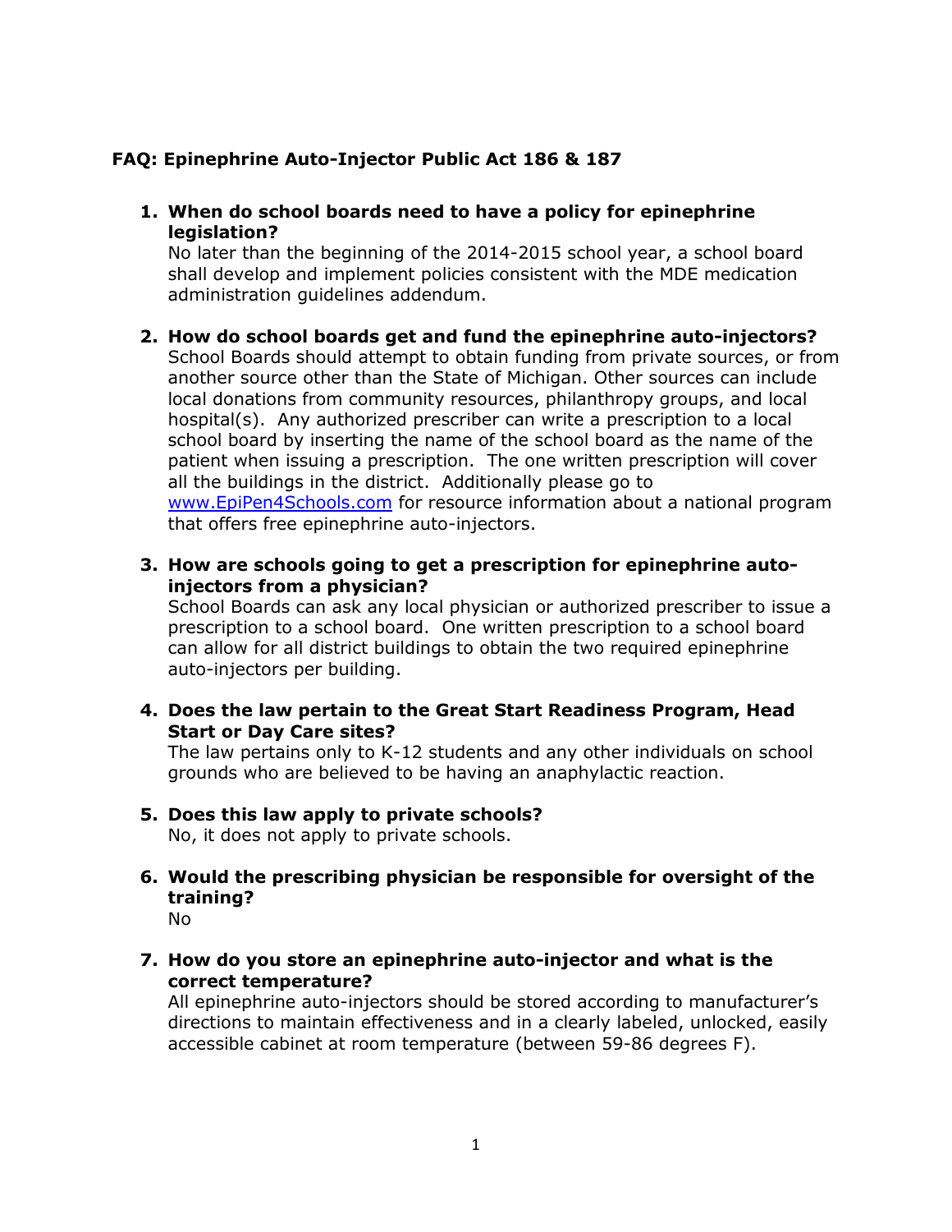**FAQ: Epinephrine Auto-Injector Public Act 186 & 187**

1. **When do school boards need to have a policy for epinephrine legislation?**
   No later than the beginning of the 2014-2015 school year, a school board shall develop and implement policies consistent with the MDE medication administration guidelines addendum.

2. **How do school boards get and fund the epinephrine auto-injectors?**
   School Boards should attempt to obtain funding from private sources, or from another source other than the State of Michigan. Other sources can include local donations from community resources, philanthropy groups, and local hospital(s). Any authorized prescriber can write a prescription to a local school board by inserting the name of the school board as the name of the patient when issuing a prescription. The one written prescription will cover all the buildings in the district. Additionally please go to [www.EpiPen4Schools.com](http://www.EpiPen4Schools.com) for resource information about a national program that offers free epinephrine auto-injectors.

3. **How are schools going to get a prescription for epinephrine auto-injectors from a physician?**
   School Boards can ask any local physician or authorized prescriber to issue a prescription to a school board. One written prescription to a school board can allow for all district buildings to obtain the two required epinephrine auto-injectors per building.

4. **Does the law pertain to the Great Start Readiness Program, Head Start or Day Care sites?**
   The law pertains only to K-12 students and any other individuals on school grounds who are believed to be having an anaphylactic reaction.

5. **Does this law apply to private schools?**
   No, it does not apply to private schools.

6. **Would the prescribing physician be responsible for oversight of the training?**
   No

7. **How do you store an epinephrine auto-injector and what is the correct temperature?**
   All epinephrine auto-injectors should be stored according to manufacturer's directions to maintain effectiveness and in a clearly labeled, unlocked, easily accessible cabinet at room temperature (between 59-86 degrees F).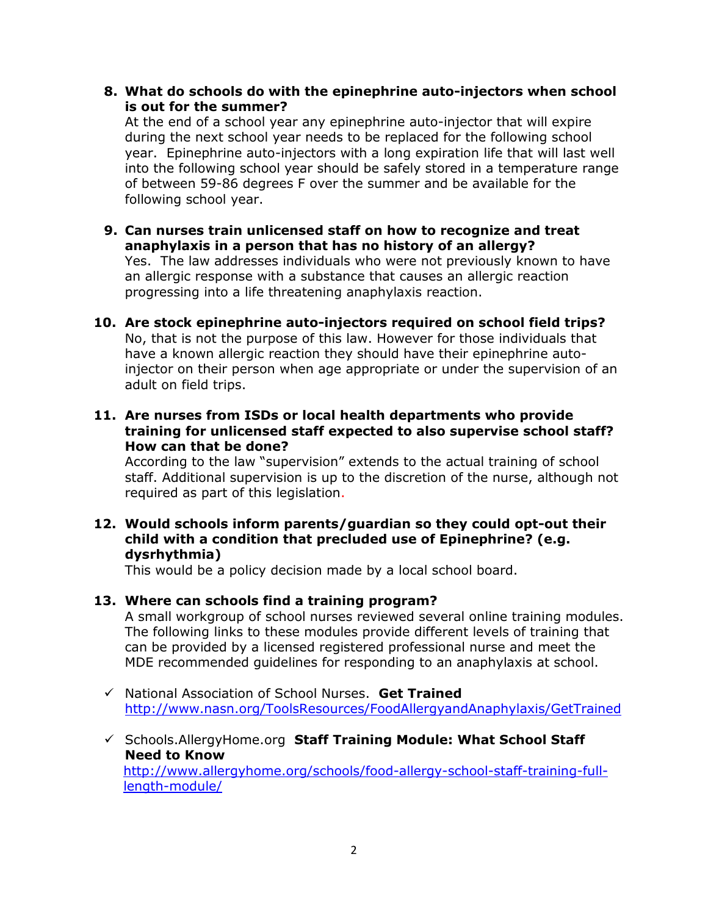8. **What do schools do with the epinephrine auto-injectors when school is out for the summer?**
   At the end of a school year any epinephrine auto-injector that will expire during the next school year needs to be replaced for the following school year. Epinephrine auto-injectors with a long expiration life that will last well into the following school year should be safely stored in a temperature range of between 59-86 degrees F over the summer and be available for the following school year.

9. **Can nurses train unlicensed staff on how to recognize and treat anaphylaxis in a person that has no history of an allergy?**
   Yes. The law addresses individuals who were not previously known to have an allergic response with a substance that causes an allergic reaction progressing into a life threatening anaphylaxis reaction.

10. **Are stock epinephrine auto-injectors required on school field trips?**
    No, that is not the purpose of this law. However for those individuals that have a known allergic reaction they should have their epinephrine auto-injector on their person when age appropriate or under the supervision of an adult on field trips.

11. **Are nurses from ISDs or local health departments who provide training for unlicensed staff expected to also supervise school staff? How can that be done?**
    According to the law "supervision" extends to the actual training of school staff. Additional supervision is up to the discretion of the nurse, although not required as part of this legislation.

12. **Would schools inform parents/guardian so they could opt-out their child with a condition that precluded use of Epinephrine? (e.g. dysrhythmia)**
    This would be a policy decision made by a local school board.

13. **Where can schools find a training program?**
    A small workgroup of school nurses reviewed several online training modules. The following links to these modules provide different levels of training that can be provided by a licensed registered professional nurse and meet the MDE recommended guidelines for responding to an anaphylaxis at school.

    - ✓ National Association of School Nurses. **Get Trained**
      [http://www.nasn.org/ToolsResources/FoodAllergyandAnaphylaxis/GetTrained](http://www.nasn.org/ToolsResources/FoodAllergyandAnaphylaxis/GetTrained)

    - ✓ Schools.AllergyHome.org **Staff Training Module: What School Staff Need to Know**
      [http://www.allergyhome.org/schools/food-allergy-school-staff-training-full-length-module/](http://www.allergyhome.org/schools/food-allergy-school-staff-training-full-length-module/)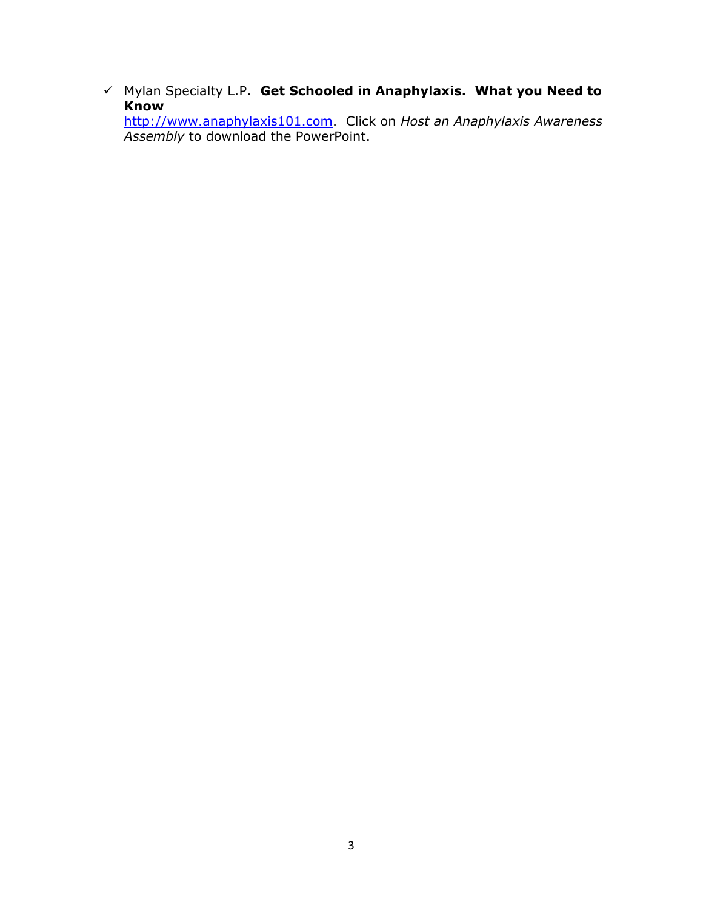- ✓ Mylan Specialty L.P. **Get Schooled in Anaphylaxis. What you Need to Know**
  [http://www.anaphylaxis101.com](http://www.anaphylaxis101.com). Click on *Host an Anaphylaxis Awareness Assembly* to download the PowerPoint.